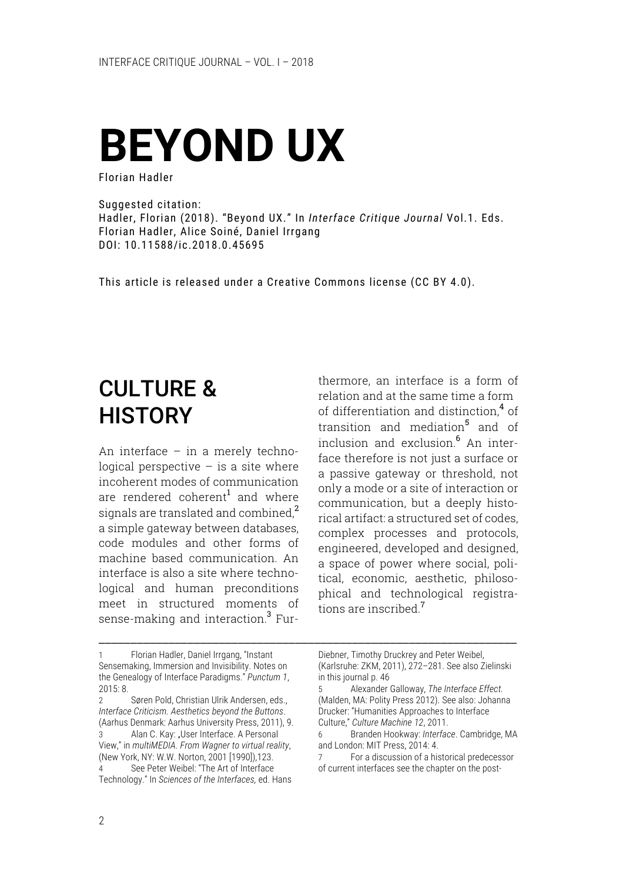# BEYOND UX

Florian Hadler

Suggested citation:
Hadler, Florian (2018). "Beyond UX." In *Interface Critique Journal* Vol.1. Eds. Florian Hadler, Alice Soiné, Daniel Irrgang
DOI: 10.11588/ic.2018.0.45695

This article is released under a Creative Commons license (CC BY 4.0).

## CULTURE & HISTORY

An interface – in a merely technological perspective – is a site where incoherent modes of communication are rendered coherent[1] and where signals are translated and combined,[2] a simple gateway between databases, code modules and other forms of machine based communication. An interface is also a site where technological and human preconditions meet in structured moments of sense-making and interaction.[3] Furthermore, an interface is a form of relation and at the same time a form of differentiation and distinction,[4] of transition and mediation[5] and of inclusion and exclusion.[6] An interface therefore is not just a surface or a passive gateway or threshold, not only a mode or a site of interaction or communication, but a deeply historical artifact: a structured set of codes, complex processes and protocols, engineered, developed and designed, a space of power where social, political, economic, aesthetic, philosophical and technological registrations are inscribed.[7]

---

1 Florian Hadler, Daniel Irrgang, "Instant Sensemaking, Immersion and Invisibility. Notes on the Genealogy of Interface Paradigms." *Punctum 1*, 2015: 8.

2 Søren Pold, Christian Ulrik Andersen, eds., *Interface Criticism. Aesthetics beyond the Buttons*. (Aarhus Denmark: Aarhus University Press, 2011), 9.

3 Alan C. Kay: „User Interface. A Personal View," in *multiMEDIA. From Wagner to virtual reality*, (New York, NY: W.W. Norton, 2001 [1990]),123.

4 See Peter Weibel: "The Art of Interface Technology." In *Sciences of the Interfaces,* ed. Hans Diebner, Timothy Druckrey and Peter Weibel, (Karlsruhe: ZKM, 2011), 272–281. See also Zielinski in this journal p. 46

5 Alexander Galloway, *The Interface Effect.* (Malden, MA: Polity Press 2012). See also: Johanna Drucker: "Humanities Approaches to Interface Culture," *Culture Machine 12*, 2011.

6 Branden Hookway: *Interface*. Cambridge, MA and London: MIT Press, 2014: 4.

7 For a discussion of a historical predecessor of current interfaces see the chapter on the post-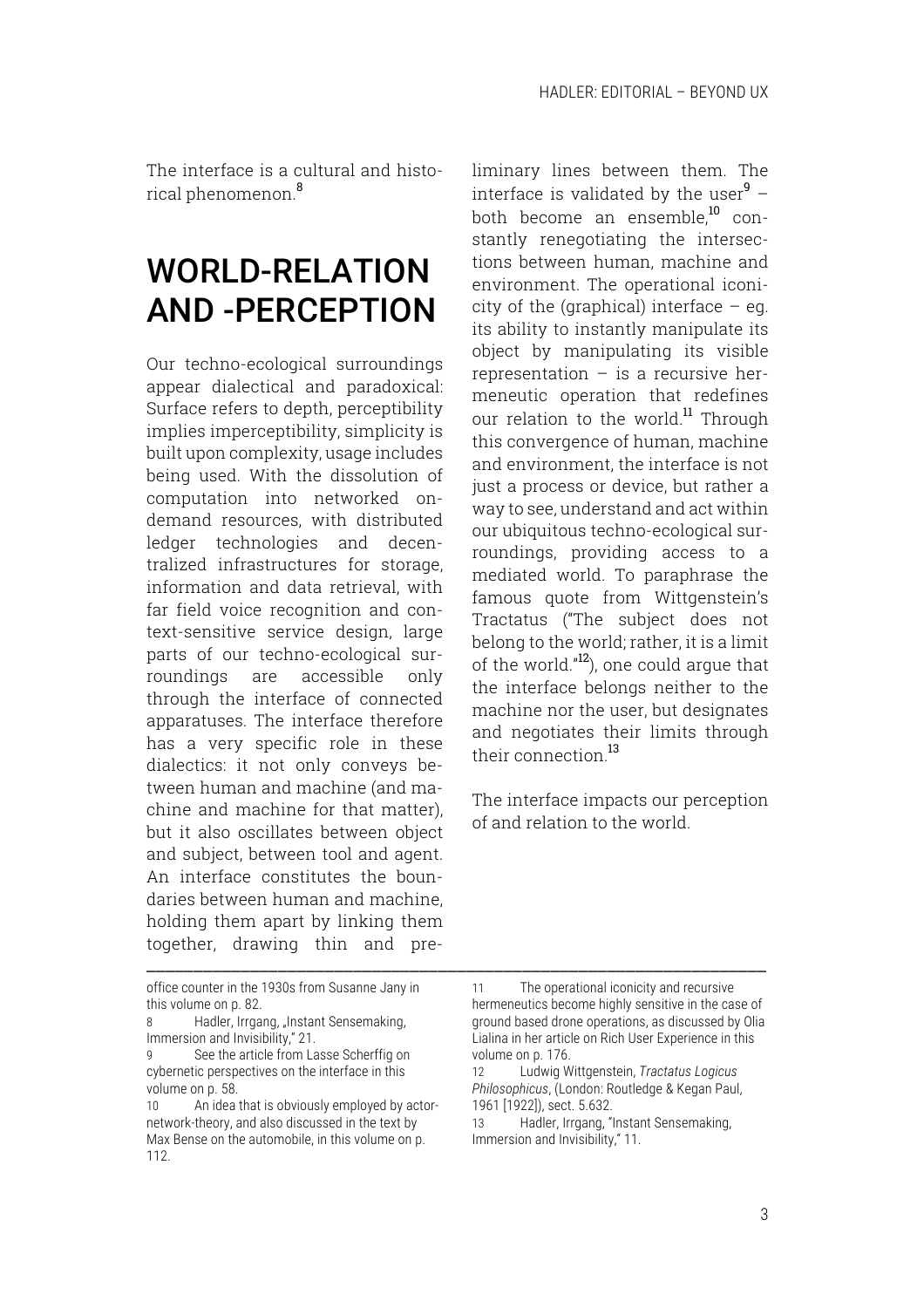The interface is a cultural and historical phenomenon.[8]

## WORLD-RELATION AND -PERCEPTION

Our techno-ecological surroundings appear dialectical and paradoxical: Surface refers to depth, perceptibility implies imperceptibility, simplicity is built upon complexity, usage includes being used. With the dissolution of computation into networked on-demand resources, with distributed ledger technologies and decentralized infrastructures for storage, information and data retrieval, with far field voice recognition and context-sensitive service design, large parts of our techno-ecological surroundings are accessible only through the interface of connected apparatuses. The interface therefore has a very specific role in these dialectics: it not only conveys between human and machine (and machine and machine for that matter), but it also oscillates between object and subject, between tool and agent. An interface constitutes the boundaries between human and machine, holding them apart by linking them together, drawing thin and preliminary lines between them. The interface is validated by the user[9] – both become an ensemble,[10] constantly renegotiating the intersections between human, machine and environment. The operational iconicity of the (graphical) interface – eg. its ability to instantly manipulate its object by manipulating its visible representation – is a recursive hermeneutic operation that redefines our relation to the world.[11] Through this convergence of human, machine and environment, the interface is not just a process or device, but rather a way to see, understand and act within our ubiquitous techno-ecological surroundings, providing access to a mediated world. To paraphrase the famous quote from Wittgenstein's Tractatus ("The subject does not belong to the world; rather, it is a limit of the world."[12]), one could argue that the interface belongs neither to the machine nor the user, but designates and negotiates their limits through their connection.[13]

The interface impacts our perception of and relation to the world.

---

office counter in the 1930s from Susanne Jany in this volume on p. 82.

8 Hadler, Irrgang, „Instant Sensemaking, Immersion and Invisibility," 21.

9 See the article from Lasse Scherffig on cybernetic perspectives on the interface in this volume on p. 58.

10 An idea that is obviously employed by actor-network-theory, and also discussed in the text by Max Bense on the automobile, in this volume on p. 112.

11 The operational iconicity and recursive hermeneutics become highly sensitive in the case of ground based drone operations, as discussed by Olia Lialina in her article on Rich User Experience in this volume on p. 176.

12 Ludwig Wittgenstein, *Tractatus Logicus Philosophicus*, (London: Routledge & Kegan Paul, 1961 [1922]), sect. 5.632.

13 Hadler, Irrgang, "Instant Sensemaking, Immersion and Invisibility," 11.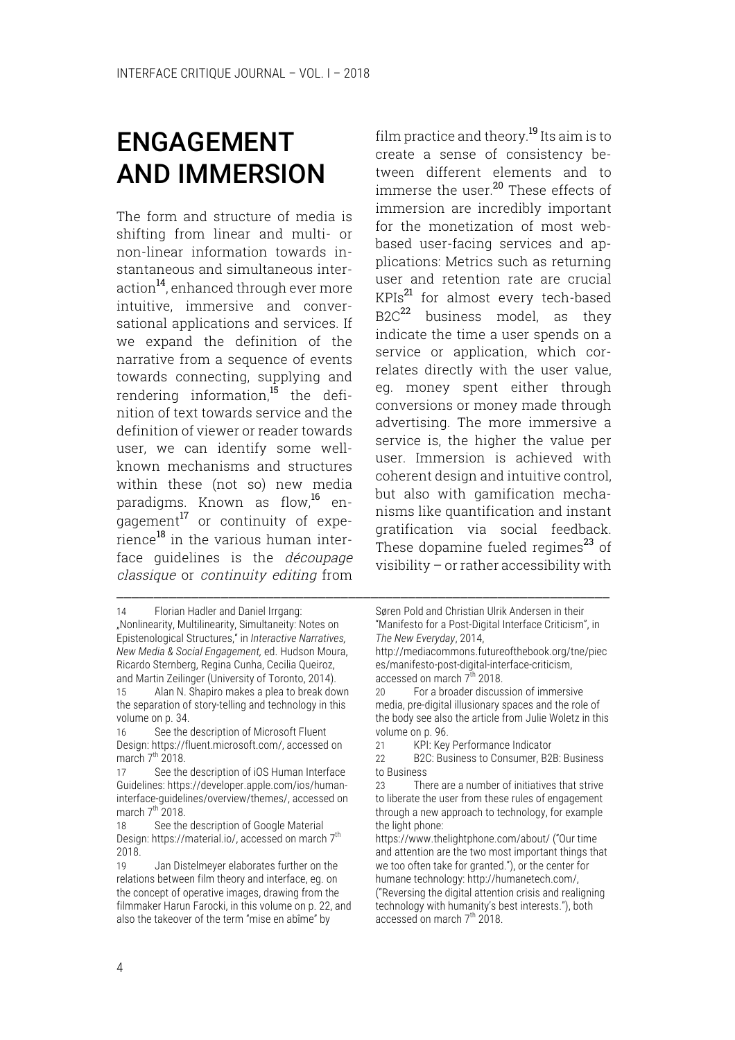# ENGAGEMENT AND IMMERSION

The form and structure of media is shifting from linear and multi- or non-linear information towards instantaneous and simultaneous interaction[14], enhanced through ever more intuitive, immersive and conversational applications and services. If we expand the definition of the narrative from a sequence of events towards connecting, supplying and rendering information,[15] the definition of text towards service and the definition of viewer or reader towards user, we can identify some well-known mechanisms and structures within these (not so) new media paradigms. Known as flow,[16] engagement[17] or continuity of experience[18] in the various human interface guidelines is the *découpage classique* or *continuity editing* from film practice and theory.[19] Its aim is to create a sense of consistency between different elements and to immerse the user.[20] These effects of immersion are incredibly important for the monetization of most web-based user-facing services and applications: Metrics such as returning user and retention rate are crucial KPIs[21] for almost every tech-based B2C[22] business model, as they indicate the time a user spends on a service or application, which correlates directly with the user value, eg. money spent either through conversions or money made through advertising. The more immersive a service is, the higher the value per user. Immersion is achieved with coherent design and intuitive control, but also with gamification mechanisms like quantification and instant gratification via social feedback. These dopamine fueled regimes[23] of visibility – or rather accessibility with

---

14 Florian Hadler and Daniel Irrgang: „Nonlinearity, Multilinearity, Simultaneity: Notes on Epistemological Structures," in *Interactive Narratives, New Media & Social Engagement,* ed. Hudson Moura, Ricardo Sternberg, Regina Cunha, Cecilia Queiroz, and Martin Zeilinger (University of Toronto, 2014).

15 Alan N. Shapiro makes a plea to break down the separation of story-telling and technology in this volume on p. 34.

16 See the description of Microsoft Fluent Design: https://fluent.microsoft.com/, accessed on march 7th 2018.

17 See the description of iOS Human Interface Guidelines: https://developer.apple.com/ios/human-interface-guidelines/overview/themes/, accessed on march 7th 2018.

18 See the description of Google Material Design: https://material.io/, accessed on march 7th 2018.

19 Jan Distelmeyer elaborates further on the relations between film theory and interface, eg. on the concept of operative images, drawing from the filmmaker Harun Farocki, in this volume on p. 22, and also the takeover of the term "mise en abîme" by Søren Pold and Christian Ulrik Andersen in their "Manifesto for a Post-Digital Interface Criticism", in *The New Everyday*, 2014, http://mediacommons.futureofthebook.org/tne/pieces/manifesto-post-digital-interface-criticism, accessed on march 7th 2018.

20 For a broader discussion of immersive media, pre-digital illusionary spaces and the role of the body see also the article from Julie Woletz in this volume on p. 96.

21 KPI: Key Performance Indicator

22 B2C: Business to Consumer, B2B: Business to Business

23 There are a number of initiatives that strive to liberate the user from these rules of engagement through a new approach to technology, for example the light phone: https://www.thelightphone.com/about/ ("Our time and attention are the two most important things that we too often take for granted."), or the center for humane technology: http://humanetech.com/, ("Reversing the digital attention crisis and realigning technology with humanity's best interests."), both accessed on march 7th 2018.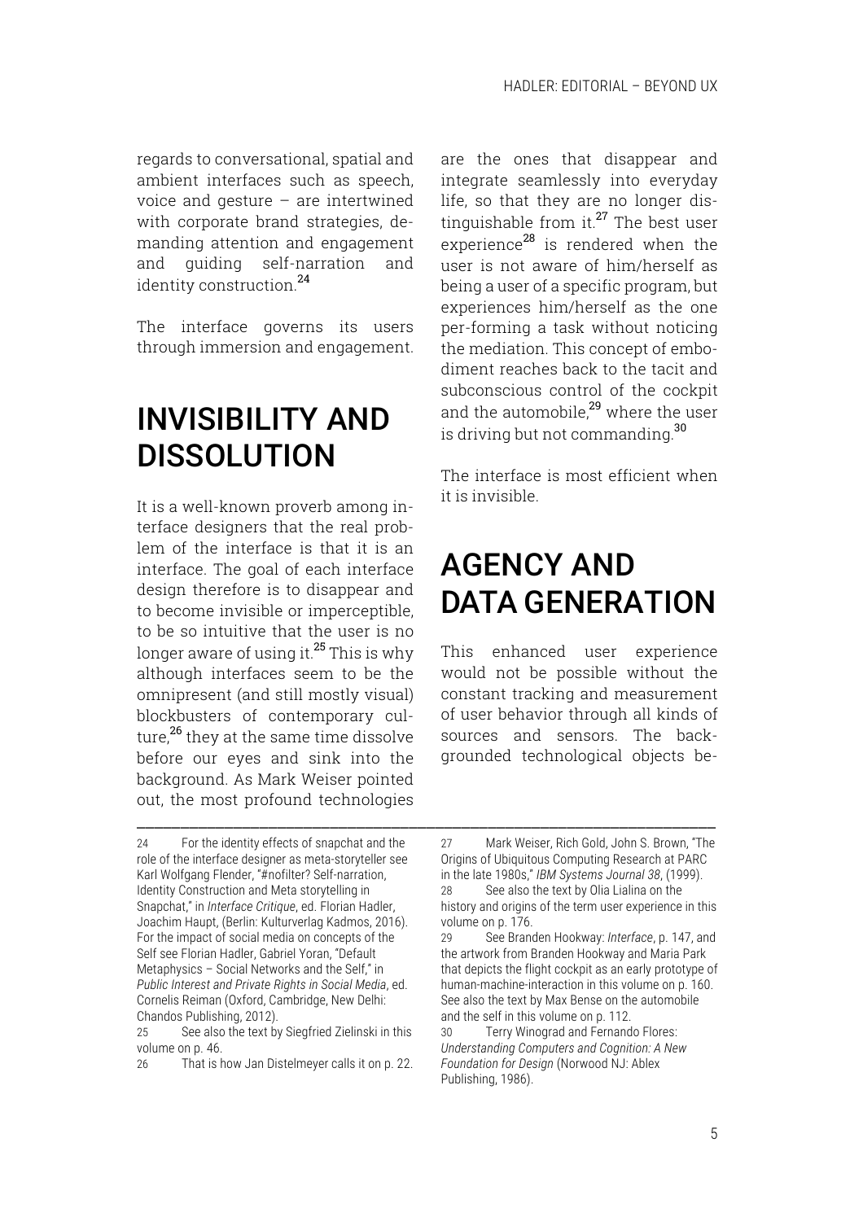regards to conversational, spatial and ambient interfaces such as speech, voice and gesture – are intertwined with corporate brand strategies, demanding attention and engagement and guiding self-narration and identity construction.[24]

The interface governs its users through immersion and engagement.

## INVISIBILITY AND DISSOLUTION

It is a well-known proverb among interface designers that the real problem of the interface is that it is an interface. The goal of each interface design therefore is to disappear and to become invisible or imperceptible, to be so intuitive that the user is no longer aware of using it.[25] This is why although interfaces seem to be the omnipresent (and still mostly visual) blockbusters of contemporary culture,[26] they at the same time dissolve before our eyes and sink into the background. As Mark Weiser pointed out, the most profound technologies are the ones that disappear and integrate seamlessly into everyday life, so that they are no longer distinguishable from it.[27] The best user experience[28] is rendered when the user is not aware of him/herself as being a user of a specific program, but experiences him/herself as the one per-forming a task without noticing the mediation. This concept of embodiment reaches back to the tacit and subconscious control of the cockpit and the automobile,[29] where the user is driving but not commanding.[30]

The interface is most efficient when it is invisible.

## AGENCY AND DATA GENERATION

This enhanced user experience would not be possible without the constant tracking and measurement of user behavior through all kinds of sources and sensors. The backgrounded technological objects be-

---

24 For the identity effects of snapchat and the role of the interface designer as meta-storyteller see Karl Wolfgang Flender, "#nofilter? Self-narration, Identity Construction and Meta storytelling in Snapchat," in *Interface Critique*, ed. Florian Hadler, Joachim Haupt, (Berlin: Kulturverlag Kadmos, 2016). For the impact of social media on concepts of the Self see Florian Hadler, Gabriel Yoran, "Default Metaphysics – Social Networks and the Self," in *Public Interest and Private Rights in Social Media*, ed. Cornelis Reiman (Oxford, Cambridge, New Delhi: Chandos Publishing, 2012).

25 See also the text by Siegfried Zielinski in this volume on p. 46.

26 That is how Jan Distelmeyer calls it on p. 22.

27 Mark Weiser, Rich Gold, John S. Brown, "The Origins of Ubiquitous Computing Research at PARC in the late 1980s," *IBM Systems Journal 38*, (1999).

28 See also the text by Olia Lialina on the history and origins of the term user experience in this volume on p. 176.

29 See Branden Hookway: *Interface*, p. 147, and the artwork from Branden Hookway and Maria Park that depicts the flight cockpit as an early prototype of human-machine-interaction in this volume on p. 160. See also the text by Max Bense on the automobile and the self in this volume on p. 112.

30 Terry Winograd and Fernando Flores: *Understanding Computers and Cognition: A New Foundation for Design* (Norwood NJ: Ablex Publishing, 1986).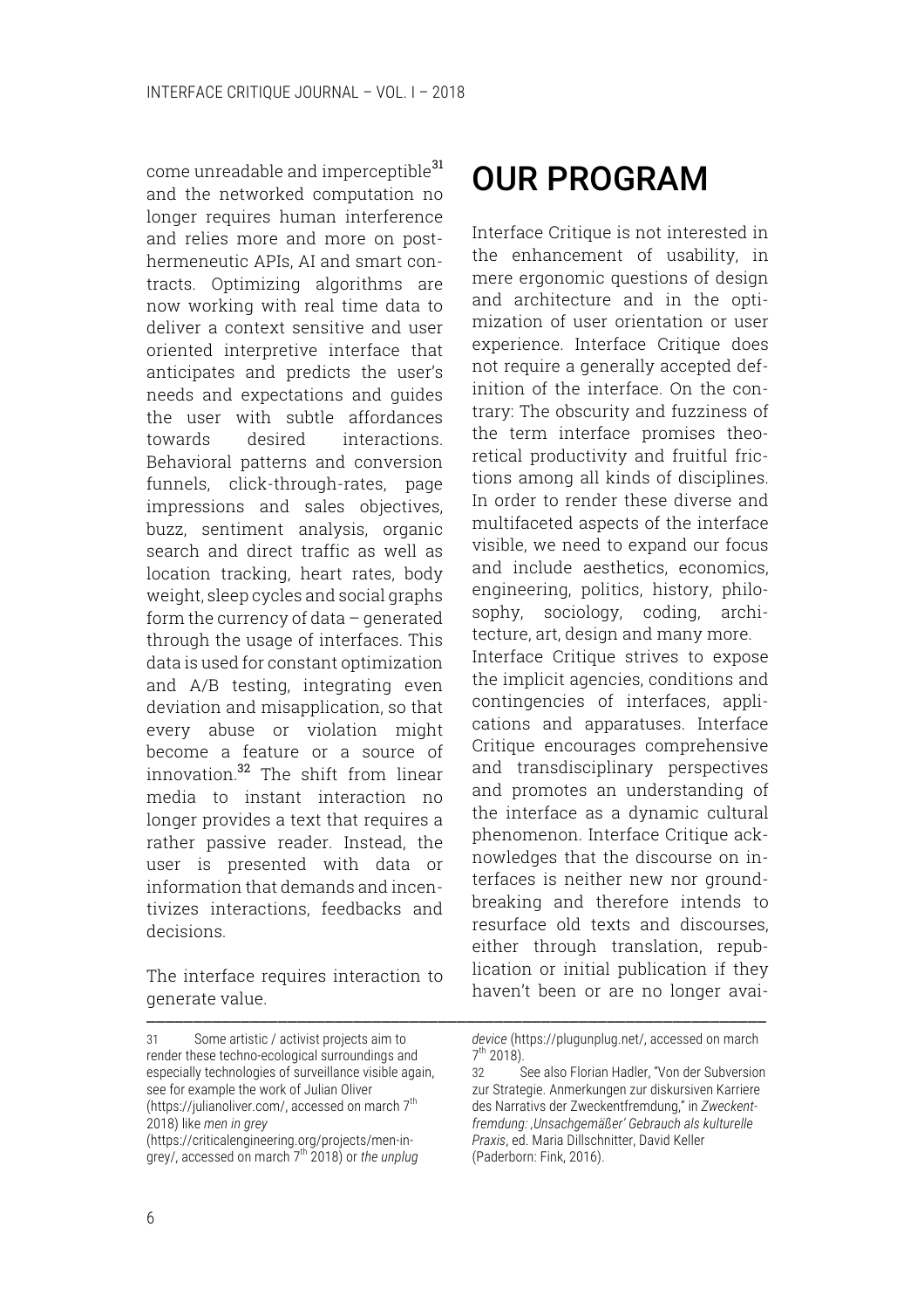come unreadable and imperceptible[31] and the networked computation no longer requires human interference and relies more and more on post-hermeneutic APIs, AI and smart contracts. Optimizing algorithms are now working with real time data to deliver a context sensitive and user oriented interpretive interface that anticipates and predicts the user's needs and expectations and guides the user with subtle affordances towards desired interactions. Behavioral patterns and conversion funnels, click-through-rates, page impressions and sales objectives, buzz, sentiment analysis, organic search and direct traffic as well as location tracking, heart rates, body weight, sleep cycles and social graphs form the currency of data – generated through the usage of interfaces. This data is used for constant optimization and A/B testing, integrating even deviation and misapplication, so that every abuse or violation might become a feature or a source of innovation.[32] The shift from linear media to instant interaction no longer provides a text that requires a rather passive reader. Instead, the user is presented with data or information that demands and incentivizes interactions, feedbacks and decisions.

The interface requires interaction to generate value.

# OUR PROGRAM

Interface Critique is not interested in the enhancement of usability, in mere ergonomic questions of design and architecture and in the optimization of user orientation or user experience. Interface Critique does not require a generally accepted definition of the interface. On the contrary: The obscurity and fuzziness of the term interface promises theoretical productivity and fruitful frictions among all kinds of disciplines. In order to render these diverse and multifaceted aspects of the interface visible, we need to expand our focus and include aesthetics, economics, engineering, politics, history, philosophy, sociology, coding, architecture, art, design and many more.
Interface Critique strives to expose the implicit agencies, conditions and contingencies of interfaces, applications and apparatuses. Interface Critique encourages comprehensive and transdisciplinary perspectives and promotes an understanding of the interface as a dynamic cultural phenomenon. Interface Critique acknowledges that the discourse on interfaces is neither new nor groundbreaking and therefore intends to resurface old texts and discourses, either through translation, republication or initial publication if they haven't been or are no longer avai-

---

31 Some artistic / activist projects aim to render these techno-ecological surroundings and especially technologies of surveillance visible again, see for example the work of Julian Oliver (https://julianoliver.com/, accessed on march 7th 2018) like *men in grey* (https://criticalengineering.org/projects/men-in-grey/, accessed on march 7th 2018) or *the unplug device* (https://plugunplug.net/, accessed on march 7th 2018).

32 See also Florian Hadler, "Von der Subversion zur Strategie. Anmerkungen zur diskursiven Karriere des Narrativs der Zweckentfremdung," in *Zweckentfremdung: ‚Unsachgemäßer' Gebrauch als kulturelle Praxis*, ed. Maria Dillschnitter, David Keller (Paderborn: Fink, 2016).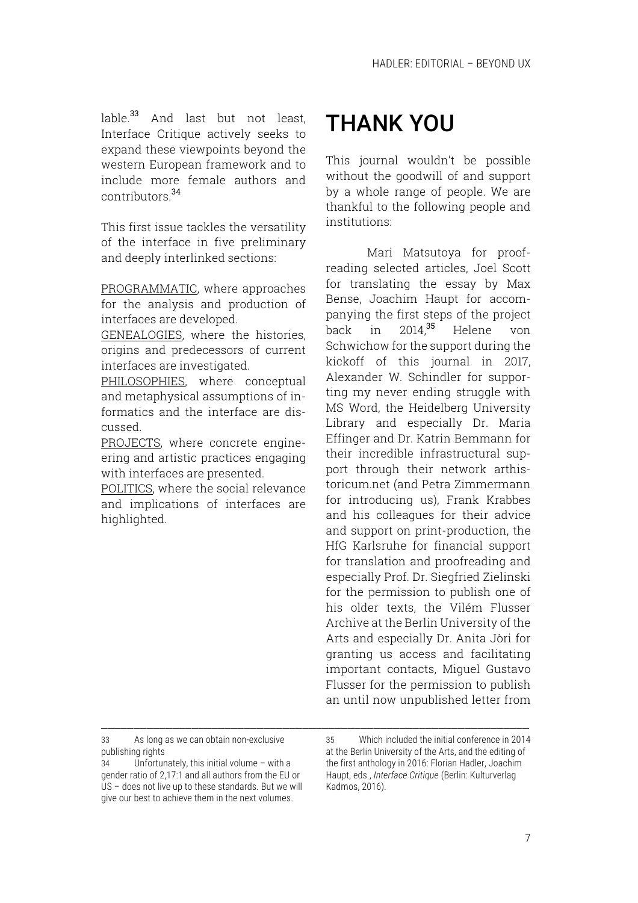lable.[33] And last but not least, Interface Critique actively seeks to expand these viewpoints beyond the western European framework and to include more female authors and contributors.[34]

This first issue tackles the versatility of the interface in five preliminary and deeply interlinked sections:

PROGRAMMATIC, where approaches for the analysis and production of interfaces are developed.
GENEALOGIES, where the histories, origins and predecessors of current interfaces are investigated.
PHILOSOPHIES, where conceptual and metaphysical assumptions of informatics and the interface are discussed.
PROJECTS, where concrete engineering and artistic practices engaging with interfaces are presented.
POLITICS, where the social relevance and implications of interfaces are highlighted.

# THANK YOU

This journal wouldn't be possible without the goodwill of and support by a whole range of people. We are thankful to the following people and institutions:

Mari Matsutoya for proofreading selected articles, Joel Scott for translating the essay by Max Bense, Joachim Haupt for accompanying the first steps of the project back in 2014,[35] Helene von Schwichow for the support during the kickoff of this journal in 2017, Alexander W. Schindler for supporting my never ending struggle with MS Word, the Heidelberg University Library and especially Dr. Maria Effinger and Dr. Katrin Bemmann for their incredible infrastructural support through their network arthistoricum.net (and Petra Zimmermann for introducing us), Frank Krabbes and his colleagues for their advice and support on print-production, the HfG Karlsruhe for financial support for translation and proofreading and especially Prof. Dr. Siegfried Zielinski for the permission to publish one of his older texts, the Vilém Flusser Archive at the Berlin University of the Arts and especially Dr. Anita Jòri for granting us access and facilitating important contacts, Miguel Gustavo Flusser for the permission to publish an until now unpublished letter from

---

33 As long as we can obtain non-exclusive publishing rights

34 Unfortunately, this initial volume – with a gender ratio of 2,17:1 and all authors from the EU or US – does not live up to these standards. But we will give our best to achieve them in the next volumes.

35 Which included the initial conference in 2014 at the Berlin University of the Arts, and the editing of the first anthology in 2016: Florian Hadler, Joachim Haupt, eds., *Interface Critique* (Berlin: Kulturverlag Kadmos, 2016).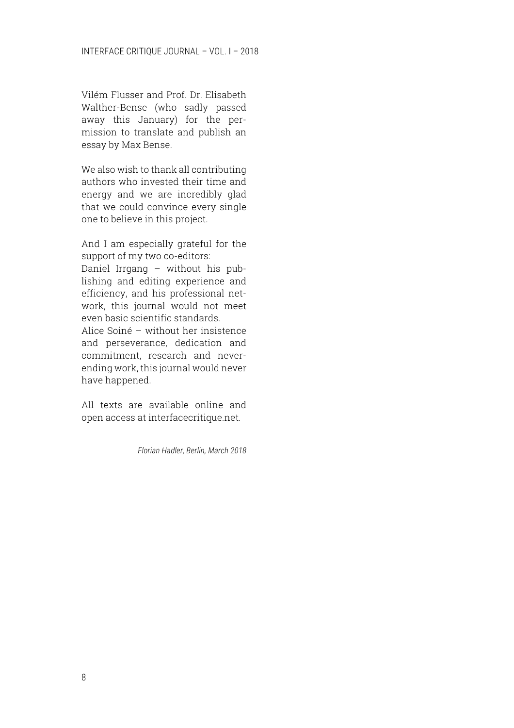Vilém Flusser and Prof. Dr. Elisabeth Walther-Bense (who sadly passed away this January) for the permission to translate and publish an essay by Max Bense.

We also wish to thank all contributing authors who invested their time and energy and we are incredibly glad that we could convince every single one to believe in this project.

And I am especially grateful for the support of my two co-editors:
Daniel Irrgang – without his publishing and editing experience and efficiency, and his professional network, this journal would not meet even basic scientific standards.
Alice Soiné – without her insistence and perseverance, dedication and commitment, research and never-ending work, this journal would never have happened.

All texts are available online and open access at interfacecritique.net.

*Florian Hadler, Berlin, March 2018*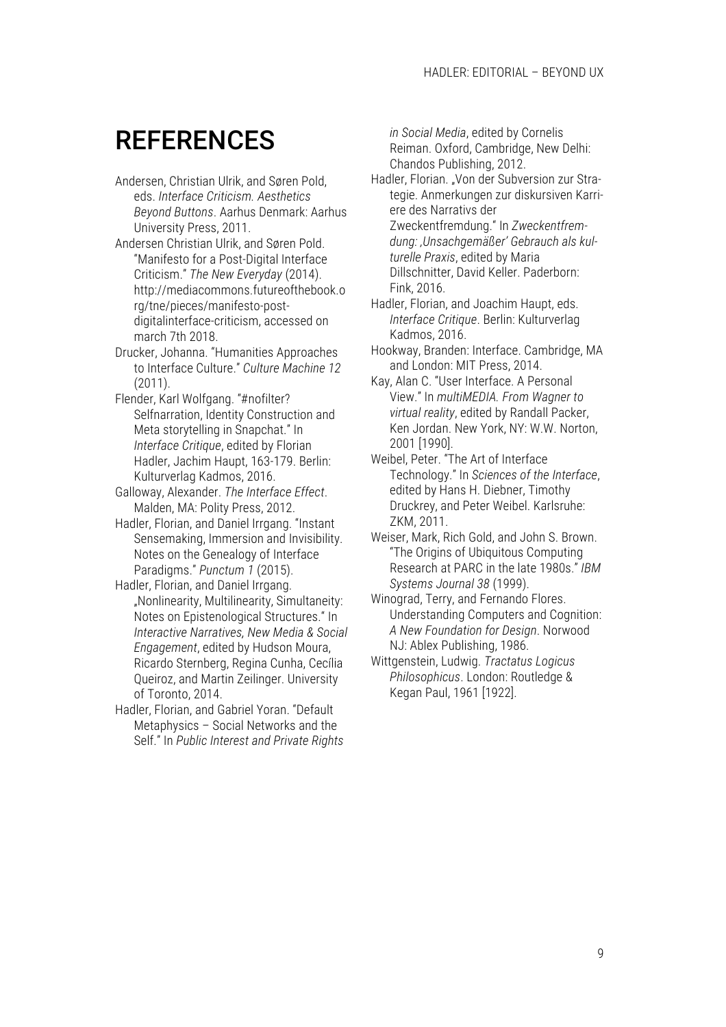# REFERENCES

Andersen, Christian Ulrik, and Søren Pold, eds. *Interface Criticism. Aesthetics Beyond Buttons*. Aarhus Denmark: Aarhus University Press, 2011.

Andersen Christian Ulrik, and Søren Pold. "Manifesto for a Post-Digital Interface Criticism." *The New Everyday* (2014). http://mediacommons.futureofthebook.org/tne/pieces/manifesto-post-digitalinterface-criticism, accessed on march 7th 2018.

Drucker, Johanna. "Humanities Approaches to Interface Culture." *Culture Machine 12* (2011).

Flender, Karl Wolfgang. "#nofilter? Selfnarration, Identity Construction and Meta storytelling in Snapchat." In *Interface Critique*, edited by Florian Hadler, Jachim Haupt, 163-179. Berlin: Kulturverlag Kadmos, 2016.

Galloway, Alexander. *The Interface Effect*. Malden, MA: Polity Press, 2012.

Hadler, Florian, and Daniel Irrgang. "Instant Sensemaking, Immersion and Invisibility. Notes on the Genealogy of Interface Paradigms." *Punctum 1* (2015).

Hadler, Florian, and Daniel Irrgang. „Nonlinearity, Multilinearity, Simultaneity: Notes on Epistenological Structures." In *Interactive Narratives, New Media & Social Engagement*, edited by Hudson Moura, Ricardo Sternberg, Regina Cunha, Cecília Queiroz, and Martin Zeilinger. University of Toronto, 2014.

Hadler, Florian, and Gabriel Yoran. "Default Metaphysics – Social Networks and the Self." In *Public Interest and Private Rights in Social Media*, edited by Cornelis Reiman. Oxford, Cambridge, New Delhi: Chandos Publishing, 2012.

Hadler, Florian. „Von der Subversion zur Strategie. Anmerkungen zur diskursiven Karriere des Narrativs der Zweckentfremdung." In *Zweckentfremdung: ‚Unsachgemäßer' Gebrauch als kulturelle Praxis*, edited by Maria Dillschnitter, David Keller. Paderborn: Fink, 2016.

Hadler, Florian, and Joachim Haupt, eds. *Interface Critique*. Berlin: Kulturverlag Kadmos, 2016.

Hookway, Branden: Interface. Cambridge, MA and London: MIT Press, 2014.

Kay, Alan C. "User Interface. A Personal View." In *multiMEDIA. From Wagner to virtual reality*, edited by Randall Packer, Ken Jordan. New York, NY: W.W. Norton, 2001 [1990].

Weibel, Peter. "The Art of Interface Technology." In *Sciences of the Interface*, edited by Hans H. Diebner, Timothy Druckrey, and Peter Weibel. Karlsruhe: ZKM, 2011.

Weiser, Mark, Rich Gold, and John S. Brown. "The Origins of Ubiquitous Computing Research at PARC in the late 1980s." *IBM Systems Journal 38* (1999).

Winograd, Terry, and Fernando Flores. Understanding Computers and Cognition: *A New Foundation for Design*. Norwood NJ: Ablex Publishing, 1986.

Wittgenstein, Ludwig. *Tractatus Logicus Philosophicus*. London: Routledge & Kegan Paul, 1961 [1922].